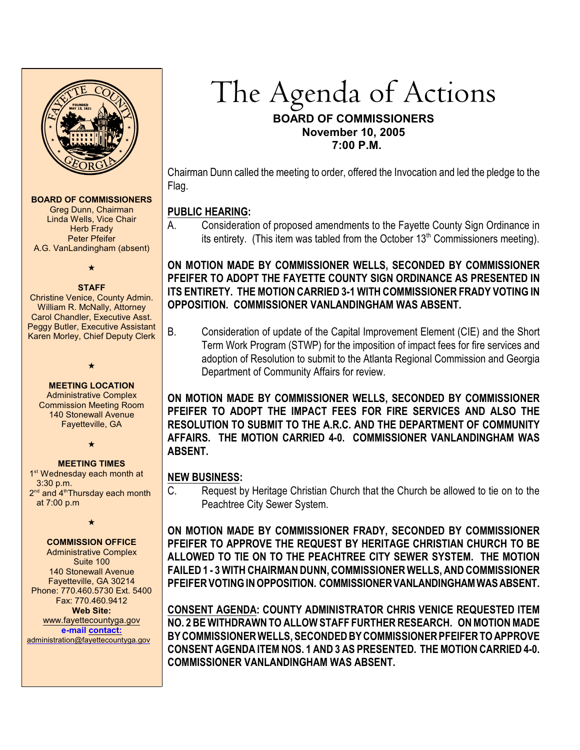# The Agenda of Actions

**BOARD OF COMMISSIONERS**
**November 10, 2005**
**7:00 P.M.**

**BOARD OF COMMISSIONERS**
Greg Dunn, Chairman
Linda Wells, Vice Chair
Herb Frady
Peter Pfeifer
A.G. VanLandingham (absent)

★

**STAFF**
Christine Venice, County Admin.
William R. McNally, Attorney
Carol Chandler, Executive Asst.
Peggy Butler, Executive Assistant
Karen Morley, Chief Deputy Clerk

★

**MEETING LOCATION**
Administrative Complex
Commission Meeting Room
140 Stonewall Avenue
Fayetteville, GA

★

**MEETING TIMES**
1st Wednesday each month at 3:30 p.m.
2nd and 4th Thursday each month at 7:00 p.m

★

**COMMISSION OFFICE**
Administrative Complex
Suite 100
140 Stonewall Avenue
Fayetteville, GA 30214
Phone: 770.460.5730 Ext. 5400
Fax: 770.460.9412
**Web Site:**
www.fayettecountyga.gov
**e-mail contact:**
administration@fayettecountyga.gov

Chairman Dunn called the meeting to order, offered the Invocation and led the pledge to the Flag.

**PUBLIC HEARING:**

A. Consideration of proposed amendments to the Fayette County Sign Ordinance in its entirety. (This item was tabled from the October 13th Commissioners meeting).

**ON MOTION MADE BY COMMISSIONER WELLS, SECONDED BY COMMISSIONER PFEIFER TO ADOPT THE FAYETTE COUNTY SIGN ORDINANCE AS PRESENTED IN ITS ENTIRETY. THE MOTION CARRIED 3-1 WITH COMMISSIONER FRADY VOTING IN OPPOSITION. COMMISSIONER VANLANDINGHAM WAS ABSENT.**

B. Consideration of update of the Capital Improvement Element (CIE) and the Short Term Work Program (STWP) for the imposition of impact fees for fire services and adoption of Resolution to submit to the Atlanta Regional Commission and Georgia Department of Community Affairs for review.

**ON MOTION MADE BY COMMISSIONER WELLS, SECONDED BY COMMISSIONER PFEIFER TO ADOPT THE IMPACT FEES FOR FIRE SERVICES AND ALSO THE RESOLUTION TO SUBMIT TO THE A.R.C. AND THE DEPARTMENT OF COMMUNITY AFFAIRS. THE MOTION CARRIED 4-0. COMMISSIONER VANLANDINGHAM WAS ABSENT.**

**NEW BUSINESS:**

C. Request by Heritage Christian Church that the Church be allowed to tie on to the Peachtree City Sewer System.

**ON MOTION MADE BY COMMISSIONER FRADY, SECONDED BY COMMISSIONER PFEIFER TO APPROVE THE REQUEST BY HERITAGE CHRISTIAN CHURCH TO BE ALLOWED TO TIE ON TO THE PEACHTREE CITY SEWER SYSTEM. THE MOTION FAILED 1 - 3 WITH CHAIRMAN DUNN, COMMISSIONER WELLS, AND COMMISSIONER PFEIFER VOTING IN OPPOSITION. COMMISSIONER VANLANDINGHAM WAS ABSENT.**

**CONSENT AGENDA: COUNTY ADMINISTRATOR CHRIS VENICE REQUESTED ITEM NO. 2 BE WITHDRAWN TO ALLOW STAFF FURTHER RESEARCH. ON MOTION MADE BY COMMISSIONER WELLS, SECONDED BY COMMISSIONER PFEIFER TO APPROVE CONSENT AGENDA ITEM NOS. 1 AND 3 AS PRESENTED. THE MOTION CARRIED 4-0. COMMISSIONER VANLANDINGHAM WAS ABSENT.**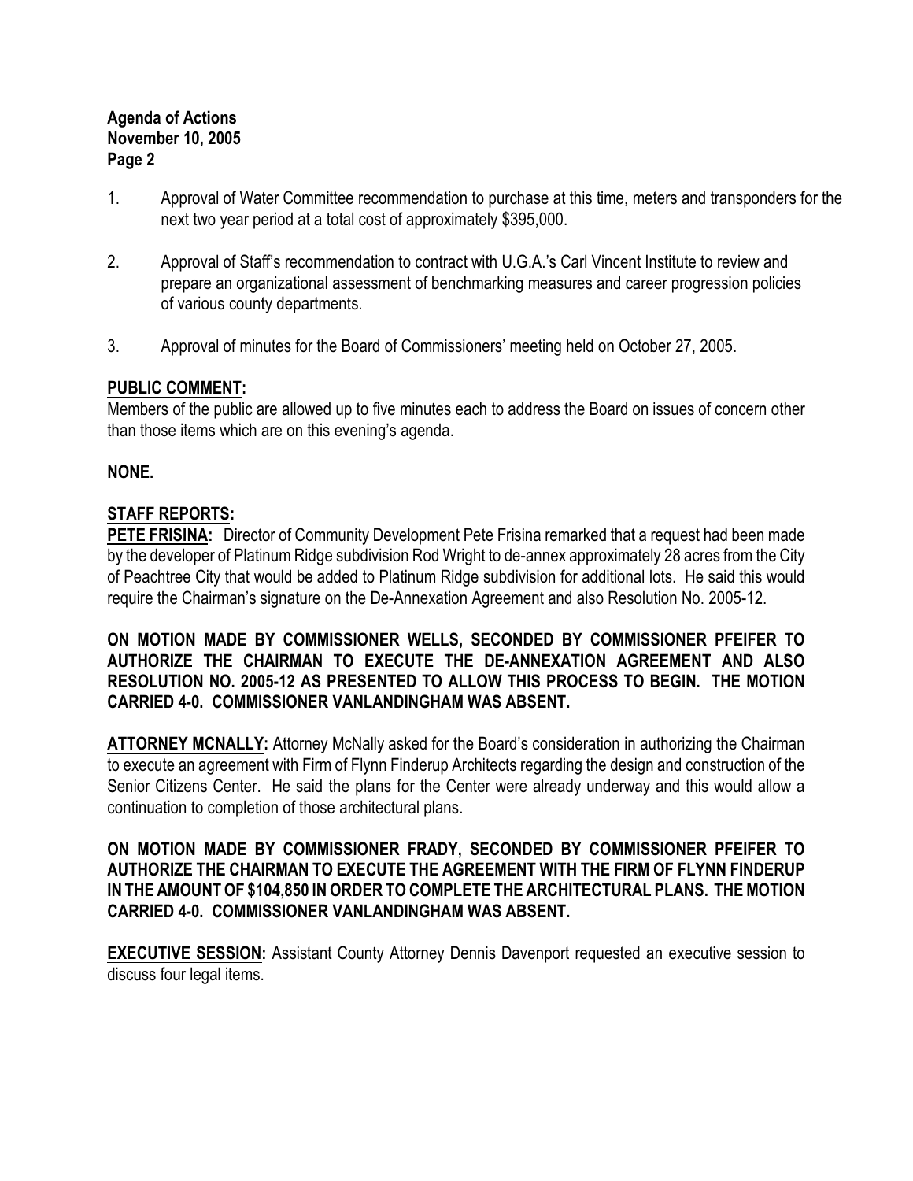1. Approval of Water Committee recommendation to purchase at this time, meters and transponders for the next two year period at a total cost of approximately $395,000.

2. Approval of Staff's recommendation to contract with U.G.A.'s Carl Vincent Institute to review and prepare an organizational assessment of benchmarking measures and career progression policies of various county departments.

3. Approval of minutes for the Board of Commissioners' meeting held on October 27, 2005.

**PUBLIC COMMENT:**

Members of the public are allowed up to five minutes each to address the Board on issues of concern other than those items which are on this evening's agenda.

**NONE.**

**STAFF REPORTS:**

**PETE FRISINA:** Director of Community Development Pete Frisina remarked that a request had been made by the developer of Platinum Ridge subdivision Rod Wright to de-annex approximately 28 acres from the City of Peachtree City that would be added to Platinum Ridge subdivision for additional lots. He said this would require the Chairman's signature on the De-Annexation Agreement and also Resolution No. 2005-12.

**ON MOTION MADE BY COMMISSIONER WELLS, SECONDED BY COMMISSIONER PFEIFER TO AUTHORIZE THE CHAIRMAN TO EXECUTE THE DE-ANNEXATION AGREEMENT AND ALSO RESOLUTION NO. 2005-12 AS PRESENTED TO ALLOW THIS PROCESS TO BEGIN. THE MOTION CARRIED 4-0. COMMISSIONER VANLANDINGHAM WAS ABSENT.**

**ATTORNEY MCNALLY:** Attorney McNally asked for the Board's consideration in authorizing the Chairman to execute an agreement with Firm of Flynn Finderup Architects regarding the design and construction of the Senior Citizens Center. He said the plans for the Center were already underway and this would allow a continuation to completion of those architectural plans.

**ON MOTION MADE BY COMMISSIONER FRADY, SECONDED BY COMMISSIONER PFEIFER TO AUTHORIZE THE CHAIRMAN TO EXECUTE THE AGREEMENT WITH THE FIRM OF FLYNN FINDERUP IN THE AMOUNT OF $104,850 IN ORDER TO COMPLETE THE ARCHITECTURAL PLANS. THE MOTION CARRIED 4-0. COMMISSIONER VANLANDINGHAM WAS ABSENT.**

**EXECUTIVE SESSION:** Assistant County Attorney Dennis Davenport requested an executive session to discuss four legal items.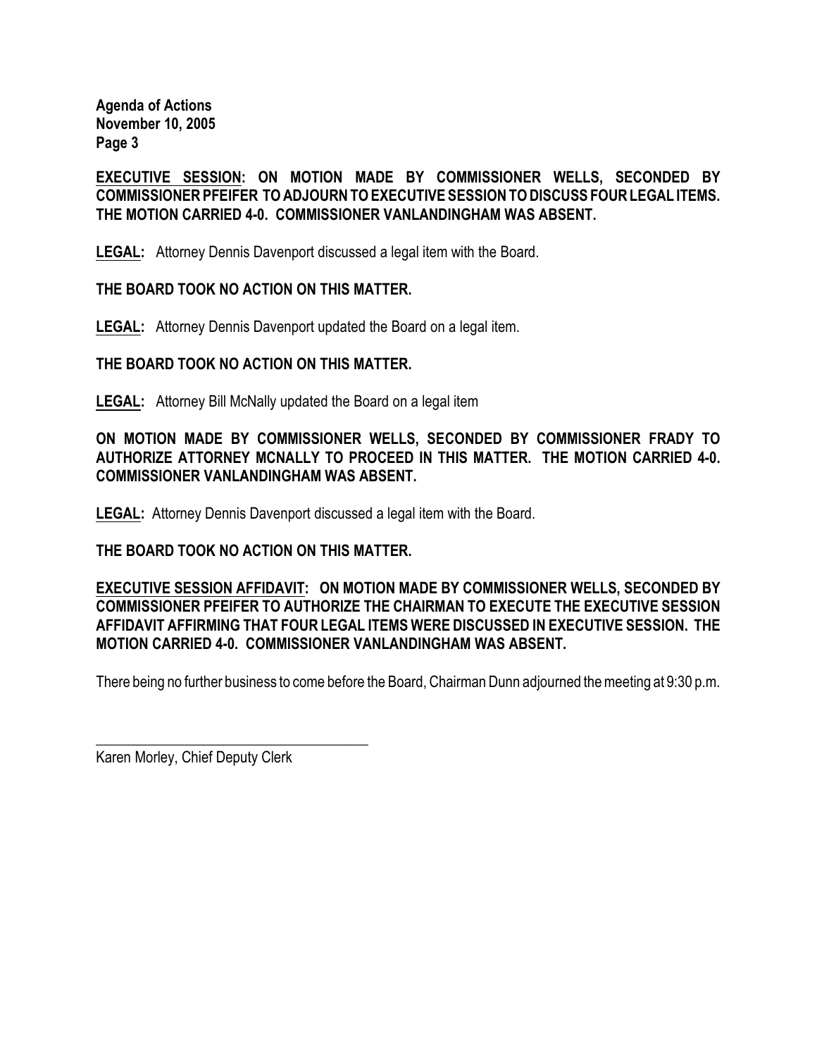**EXECUTIVE SESSION: ON MOTION MADE BY COMMISSIONER WELLS, SECONDED BY COMMISSIONER PFEIFER TO ADJOURN TO EXECUTIVE SESSION TO DISCUSS FOUR LEGAL ITEMS. THE MOTION CARRIED 4-0. COMMISSIONER VANLANDINGHAM WAS ABSENT.**

**LEGAL:** Attorney Dennis Davenport discussed a legal item with the Board.

**THE BOARD TOOK NO ACTION ON THIS MATTER.**

**LEGAL:** Attorney Dennis Davenport updated the Board on a legal item.

**THE BOARD TOOK NO ACTION ON THIS MATTER.**

**LEGAL:** Attorney Bill McNally updated the Board on a legal item

**ON MOTION MADE BY COMMISSIONER WELLS, SECONDED BY COMMISSIONER FRADY TO AUTHORIZE ATTORNEY MCNALLY TO PROCEED IN THIS MATTER. THE MOTION CARRIED 4-0. COMMISSIONER VANLANDINGHAM WAS ABSENT.**

**LEGAL:** Attorney Dennis Davenport discussed a legal item with the Board.

**THE BOARD TOOK NO ACTION ON THIS MATTER.**

**EXECUTIVE SESSION AFFIDAVIT: ON MOTION MADE BY COMMISSIONER WELLS, SECONDED BY COMMISSIONER PFEIFER TO AUTHORIZE THE CHAIRMAN TO EXECUTE THE EXECUTIVE SESSION AFFIDAVIT AFFIRMING THAT FOUR LEGAL ITEMS WERE DISCUSSED IN EXECUTIVE SESSION. THE MOTION CARRIED 4-0. COMMISSIONER VANLANDINGHAM WAS ABSENT.**

There being no further business to come before the Board, Chairman Dunn adjourned the meeting at 9:30 p.m.

\_\_\_\_\_\_\_\_\_\_\_\_\_\_\_\_\_\_\_\_\_\_\_\_\_\_\_\_\_\_\_\_\_\_\_\_

Karen Morley, Chief Deputy Clerk